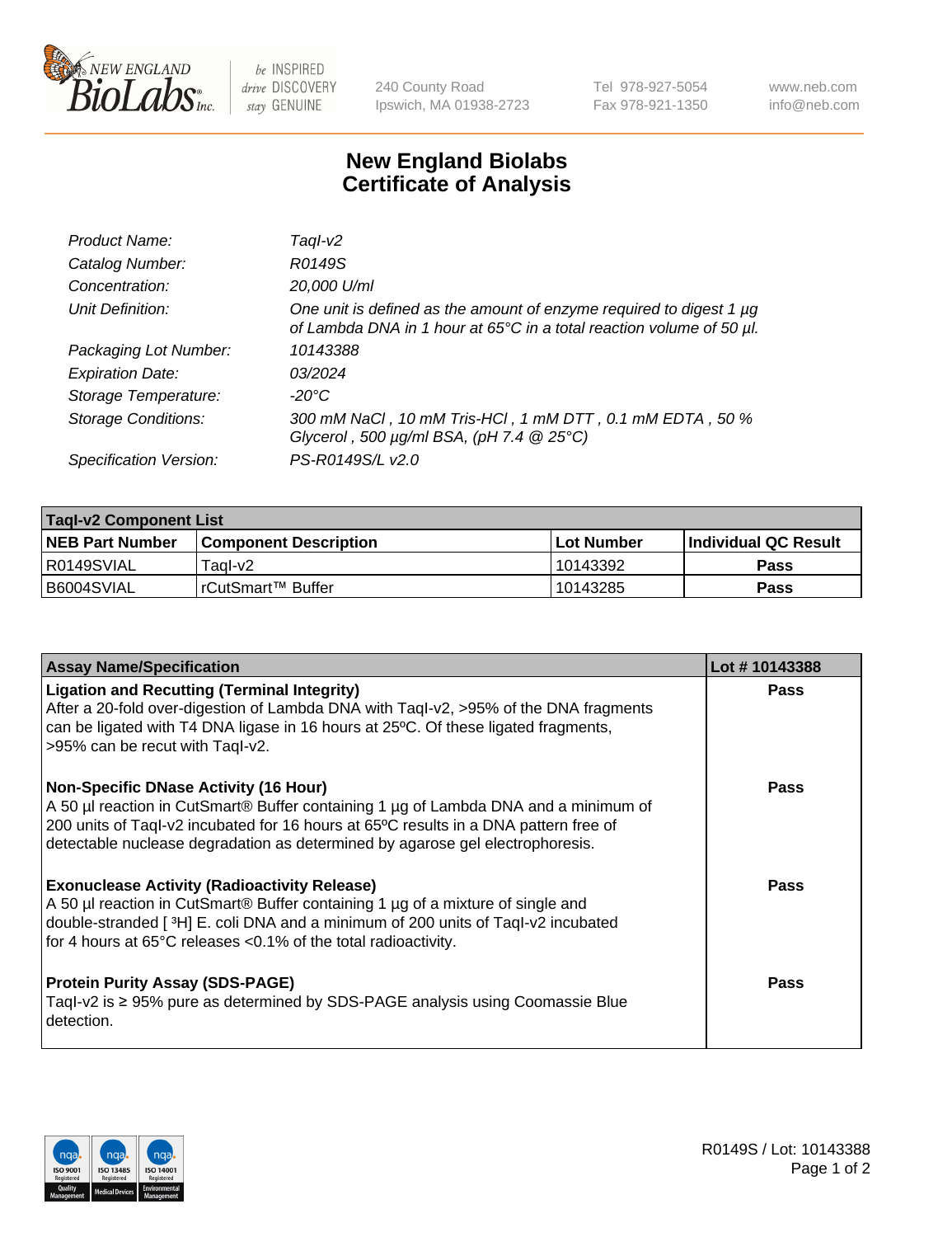240 County Road
Ipswich, MA 01938-2723

Tel 978-927-5054
Fax 978-921-1350

www.neb.com
info@neb.com

# New England Biolabs
# Certificate of Analysis

| | |
|---|---|
| *Product Name:* | *TaqI-v2* |
| *Catalog Number:* | *R0149S* |
| *Concentration:* | *20,000 U/ml* |
| *Unit Definition:* | *One unit is defined as the amount of enzyme required to digest 1 µg of Lambda DNA in 1 hour at 65°C in a total reaction volume of 50 µl.* |
| *Packaging Lot Number:* | *10143388* |
| *Expiration Date:* | *03/2024* |
| *Storage Temperature:* | *-20°C* |
| *Storage Conditions:* | *300 mM NaCl , 10 mM Tris-HCl , 1 mM DTT , 0.1 mM EDTA , 50 % Glycerol , 500 µg/ml BSA, (pH 7.4 @ 25°C)* |
| *Specification Version:* | *PS-R0149S/L v2.0* |

| TaqI-v2 Component List | | | |
|---|---|---|---|
| **NEB Part Number** | **Component Description** | **Lot Number** | **Individual QC Result** |
| R0149SVIAL | TaqI-v2 | 10143392 | **Pass** |
| B6004SVIAL | rCutSmart™ Buffer | 10143285 | **Pass** |

| Assay Name/Specification | Lot # 10143388 |
|---|---|
| **Ligation and Recutting (Terminal Integrity)** After a 20-fold over-digestion of Lambda DNA with TaqI-v2, >95% of the DNA fragments can be ligated with T4 DNA ligase in 16 hours at 25ºC. Of these ligated fragments, >95% can be recut with TaqI-v2. | **Pass** |
| **Non-Specific DNase Activity (16 Hour)** A 50 µl reaction in CutSmart® Buffer containing 1 µg of Lambda DNA and a minimum of 200 units of TaqI-v2 incubated for 16 hours at 65ºC results in a DNA pattern free of detectable nuclease degradation as determined by agarose gel electrophoresis. | **Pass** |
| **Exonuclease Activity (Radioactivity Release)** A 50 µl reaction in CutSmart® Buffer containing 1 µg of a mixture of single and double-stranded [ $^{3}$H] E. coli DNA and a minimum of 200 units of TaqI-v2 incubated for 4 hours at 65°C releases <0.1% of the total radioactivity. | **Pass** |
| **Protein Purity Assay (SDS-PAGE)** TaqI-v2 is ≥ 95% pure as determined by SDS-PAGE analysis using Coomassie Blue detection. | **Pass** |

R0149S / Lot: 10143388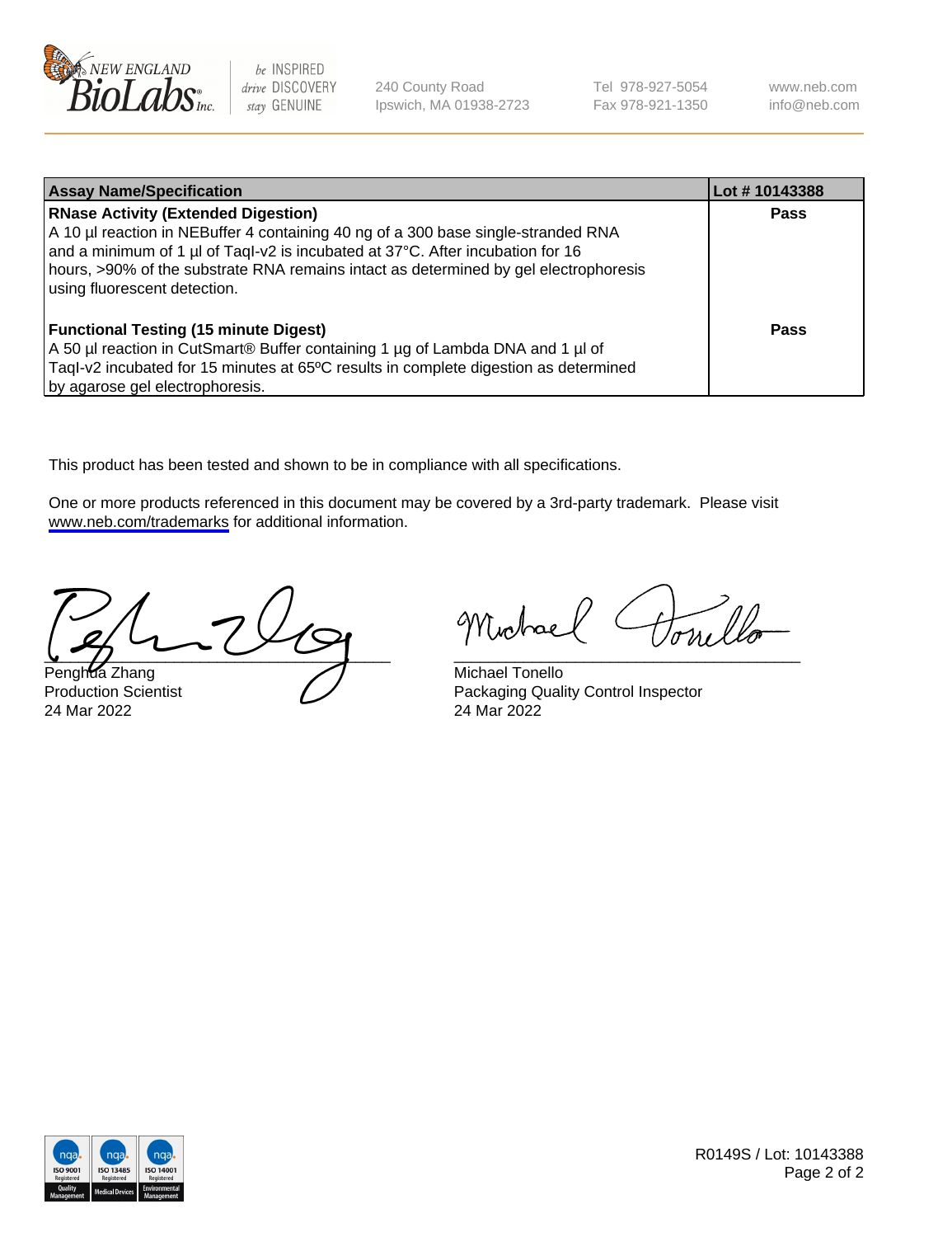| Assay Name/Specification | Lot # 10143388 |
|---|---|
| **RNase Activity (Extended Digestion)**<br>A 10 µl reaction in NEBuffer 4 containing 40 ng of a 300 base single-stranded RNA and a minimum of 1 µl of TaqI-v2 is incubated at 37°C. After incubation for 16 hours, >90% of the substrate RNA remains intact as determined by gel electrophoresis using fluorescent detection. | **Pass** |
| **Functional Testing (15 minute Digest)**<br>A 50 µl reaction in CutSmart® Buffer containing 1 µg of Lambda DNA and 1 µl of TaqI-v2 incubated for 15 minutes at 65ºC results in complete digestion as determined by agarose gel electrophoresis. | **Pass** |

This product has been tested and shown to be in compliance with all specifications.

One or more products referenced in this document may be covered by a 3rd-party trademark. Please visit www.neb.com/trademarks for additional information.

Penghua Zhang
Production Scientist
24 Mar 2022

Michael Tonello
Packaging Quality Control Inspector
24 Mar 2022

R0149S / Lot: 10143388